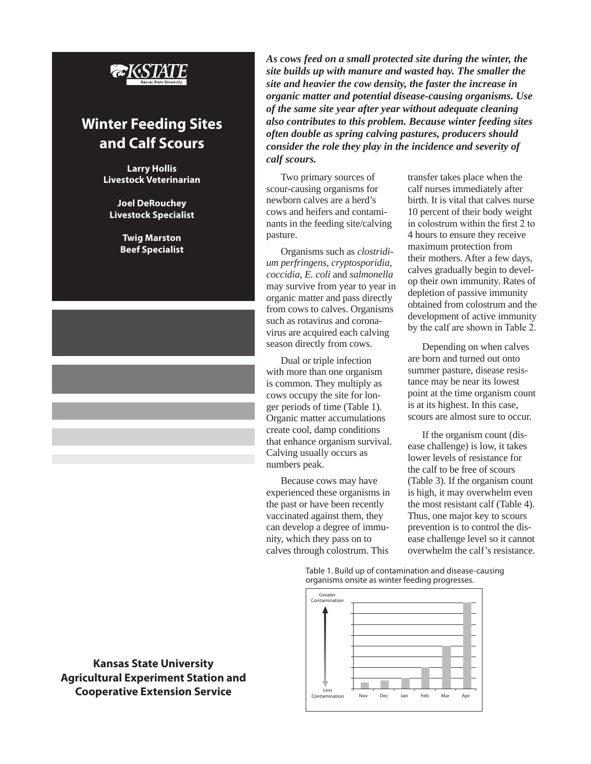K-STATE
Kansas State University

# Winter Feeding Sites and Calf Scours

**Larry Hollis**
**Livestock Veterinarian**

**Joel DeRouchey**
**Livestock Specialist**

**Twig Marston**
**Beef Specialist**

***As cows feed on a small protected site during the winter, the site builds up with manure and wasted hay. The smaller the site and heavier the cow density, the faster the increase in organic matter and potential disease-causing organisms. Use of the same site year after year without adequate cleaning also contributes to this problem. Because winter feeding sites often double as spring calving pastures, producers should consider the role they play in the incidence and severity of calf scours.***

Two primary sources of scour-causing organisms for newborn calves are a herd's cows and heifers and contaminants in the feeding site/calving pasture.

Organisms such as *clostridium perfringens*, *cryptosporidia*, *coccidia*, *E. coli* and *salmonella* may survive from year to year in organic matter and pass directly from cows to calves. Organisms such as rotavirus and coronavirus are acquired each calving season directly from cows.

Dual or triple infection with more than one organism is common. They multiply as cows occupy the site for longer periods of time (Table 1). Organic matter accumulations create cool, damp conditions that enhance organism survival. Calving usually occurs as numbers peak.

Because cows may have experienced these organisms in the past or have been recently vaccinated against them, they can develop a degree of immunity, which they pass on to calves through colostrum. This transfer takes place when the calf nurses immediately after birth. It is vital that calves nurse 10 percent of their body weight in colostrum within the first 2 to 4 hours to ensure they receive maximum protection from their mothers. After a few days, calves gradually begin to develop their own immunity. Rates of depletion of passive immunity obtained from colostrum and the development of active immunity by the calf are shown in Table 2.

Depending on when calves are born and turned out onto summer pasture, disease resistance may be near its lowest point at the time organism count is at its highest. In this case, scours are almost sure to occur.

If the organism count (disease challenge) is low, it takes lower levels of resistance for the calf to be free of scours (Table 3). If the organism count is high, it may overwhelm even the most resistant calf (Table 4). Thus, one major key to scours prevention is to control the disease challenge level so it cannot overwhelm the calf's resistance.

Table 1. Build up of contamination and disease-causing organisms onsite as winter feeding progresses.

(Bar chart: y-axis from "Less Contamination" to "Greater Contamination"; x-axis: Nov, Dec, Jan, Feb, Mar, Apr.)

**Kansas State University Agricultural Experiment Station and Cooperative Extension Service**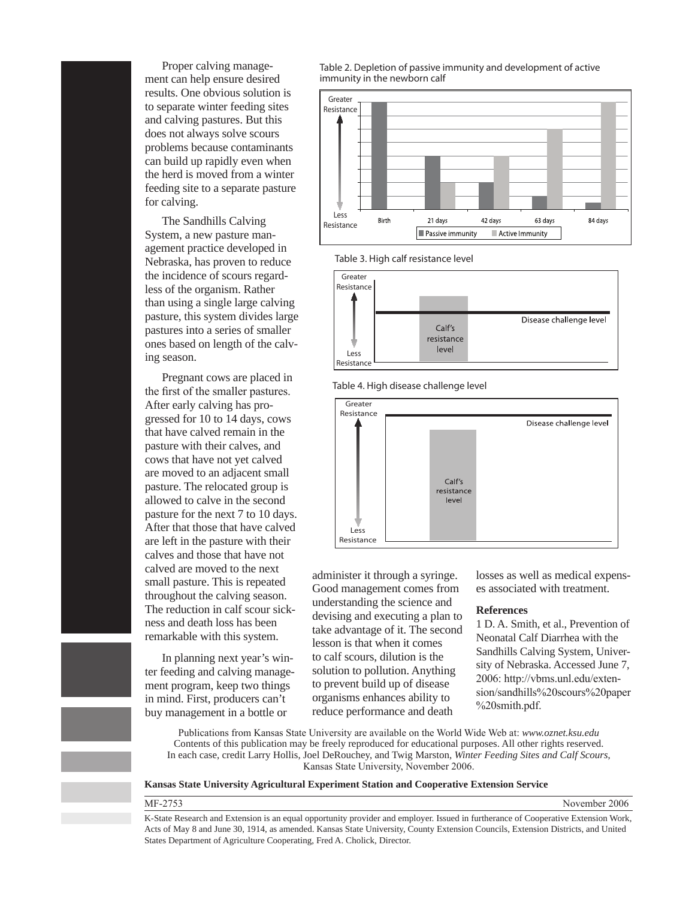Proper calving management can help ensure desired results. One obvious solution is to separate winter feeding sites and calving pastures. But this does not always solve scours problems because contaminants can build up rapidly even when the herd is moved from a winter feeding site to a separate pasture for calving.

The Sandhills Calving System, a new pasture management practice developed in Nebraska, has proven to reduce the incidence of scours regardless of the organism. Rather than using a single large calving pasture, this system divides large pastures into a series of smaller ones based on length of the calving season.

Pregnant cows are placed in the first of the smaller pastures. After early calving has progressed for 10 to 14 days, cows that have calved remain in the pasture with their calves, and cows that have not yet calved are moved to an adjacent small pasture. The relocated group is allowed to calve in the second pasture for the next 7 to 10 days. After that those that have calved are left in the pasture with their calves and those that have not calved are moved to the next small pasture. This is repeated throughout the calving season. The reduction in calf scour sickness and death loss has been remarkable with this system.

In planning next year's winter feeding and calving management program, keep two things in mind. First, producers can't buy management in a bottle or administer it through a syringe. Good management comes from understanding the science and devising and executing a plan to take advantage of it. The second lesson is that when it comes to calf scours, dilution is the solution to pollution. Anything to prevent build up of disease organisms enhances ability to reduce performance and death losses as well as medical expenses associated with treatment.

Table 2. Depletion of passive immunity and development of active immunity in the newborn calf

Greater Resistance
Less Resistance
Birth
21 days
42 days
63 days
84 days
Passive immunity
Active Immunity

Table 3. High calf resistance level

Greater Resistance
Less Resistance
Calf's resistance level
Disease challenge level

Table 4. High disease challenge level

Greater Resistance
Less Resistance
Disease challenge level
Calf's resistance level

**References**

1 D. A. Smith, et al., Prevention of Neonatal Calf Diarrhea with the Sandhills Calving System, University of Nebraska. Accessed June 7, 2006: http://vbms.unl.edu/extension/sandhills%20scours%20paper%20smith.pdf.

Publications from Kansas State University are available on the World Wide Web at: *www.oznet.ksu.edu*
Contents of this publication may be freely reproduced for educational purposes. All other rights reserved.
In each case, credit Larry Hollis, Joel DeRouchey, and Twig Marston, *Winter Feeding Sites and Calf Scours*, Kansas State University, November 2006.

**Kansas State University Agricultural Experiment Station and Cooperative Extension Service**

MF-2753 November 2006

K-State Research and Extension is an equal opportunity provider and employer. Issued in furtherance of Cooperative Extension Work, Acts of May 8 and June 30, 1914, as amended. Kansas State University, County Extension Councils, Extension Districts, and United States Department of Agriculture Cooperating, Fred A. Cholick, Director.